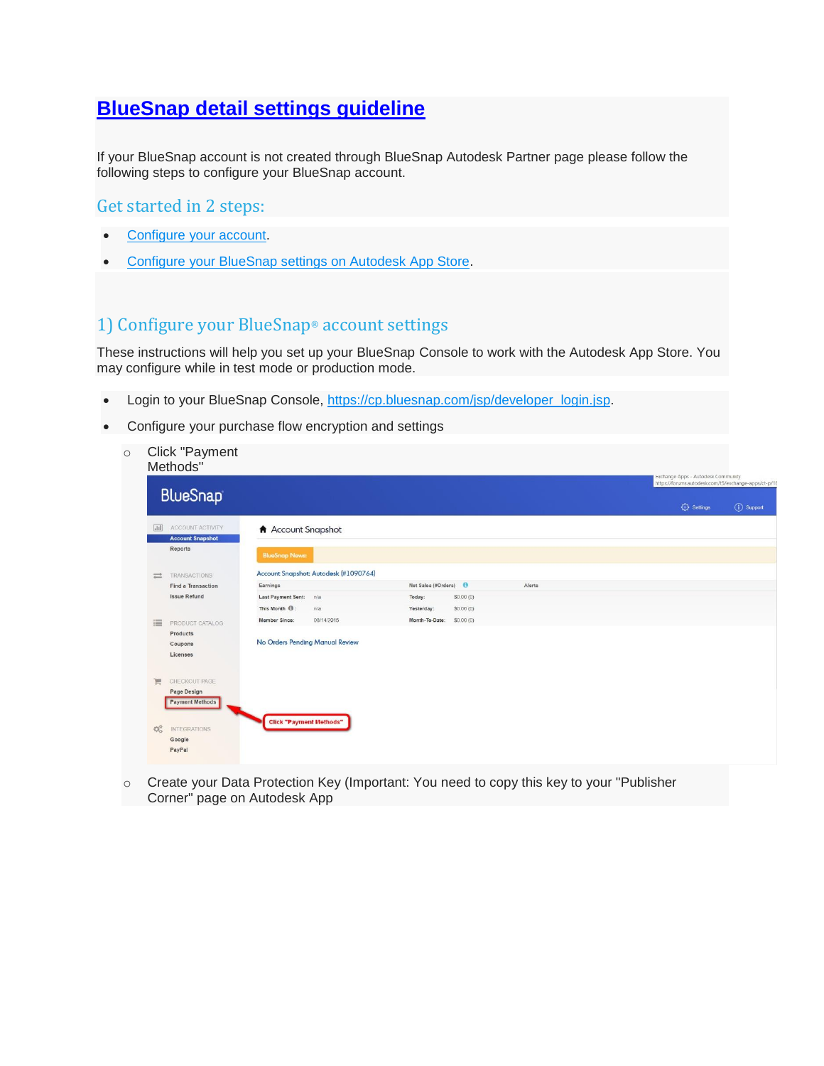# [BlueSnap detail settings guideline]()

If your BlueSnap account is not created through BlueSnap Autodesk Partner page please follow the following steps to configure your BlueSnap account.

## Get started in 2 steps:

- Configure your account.
- Configure your BlueSnap settings on Autodesk App Store.

## 1) Configure your BlueSnap® account settings

These instructions will help you set up your BlueSnap Console to work with the Autodesk App Store. You may configure while in test mode or production mode.

- Login to your BlueSnap Console, https://cp.bluesnap.com/jsp/developer_login.jsp.
- Configure your purchase flow encryption and settings
  - Click "Payment Methods"
  - Create your Data Protection Key (Important: You need to copy this key to your "Publisher Corner" page on Autodesk App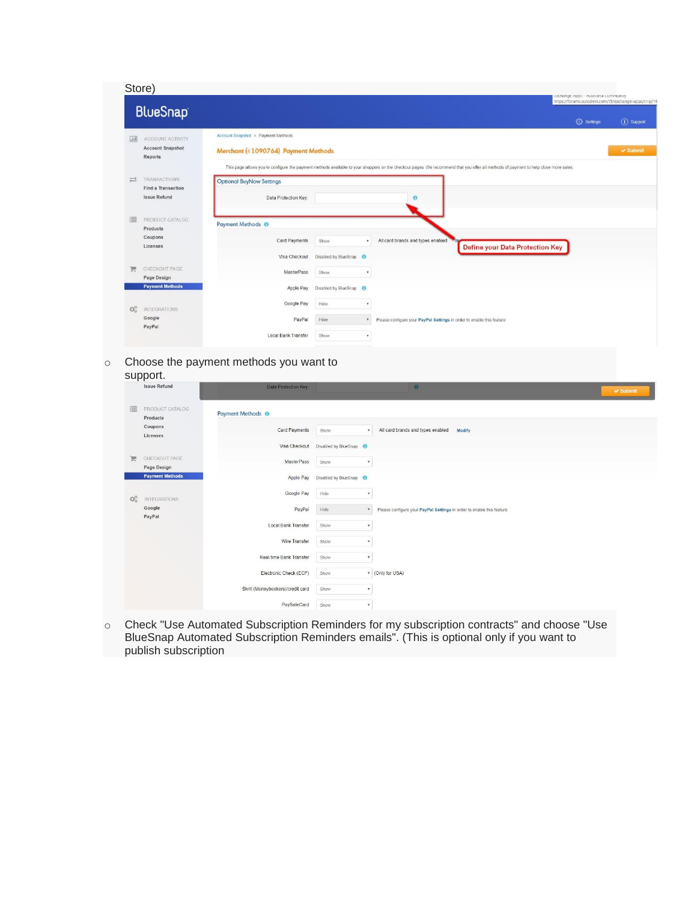Store)

- Choose the payment methods you want to support.
- Check "Use Automated Subscription Reminders for my subscription contracts" and choose "Use BlueSnap Automated Subscription Reminders emails". (This is optional only if you want to publish subscription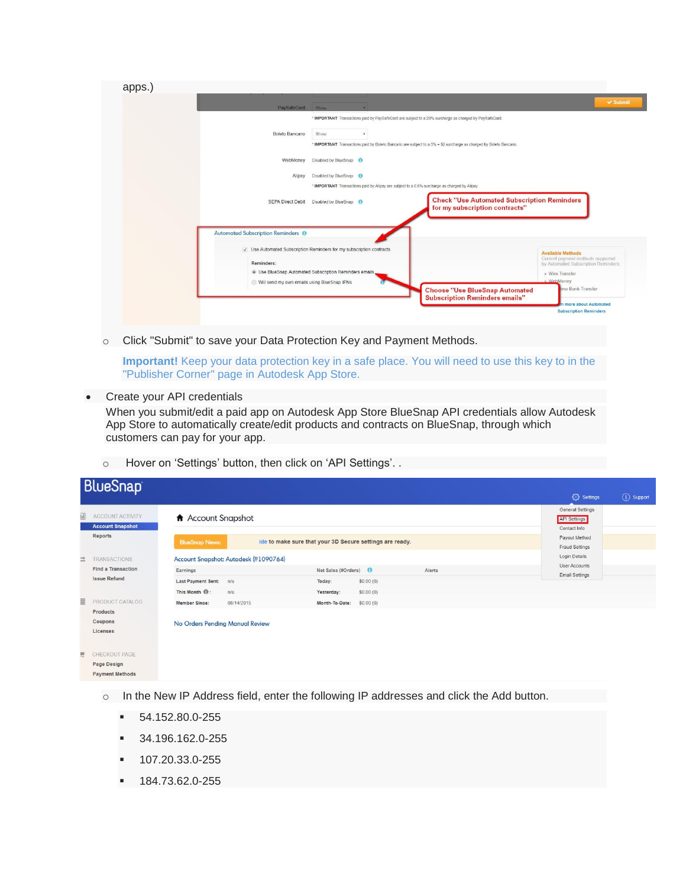apps.)

- Click "Submit" to save your Data Protection Key and Payment Methods.

  **Important!** Keep your data protection key in a safe place. You will need to use this key to in the "Publisher Corner" page in Autodesk App Store.

- Create your API credentials
  When you submit/edit a paid app on Autodesk App Store BlueSnap API credentials allow Autodesk App Store to automatically create/edit products and contracts on BlueSnap, through which customers can pay for your app.

  - Hover on 'Settings' button, then click on 'API Settings'. .

  - In the New IP Address field, enter the following IP addresses and click the Add button.
    - 54.152.80.0-255
    - 34.196.162.0-255
    - 107.20.33.0-255
    - 184.73.62.0-255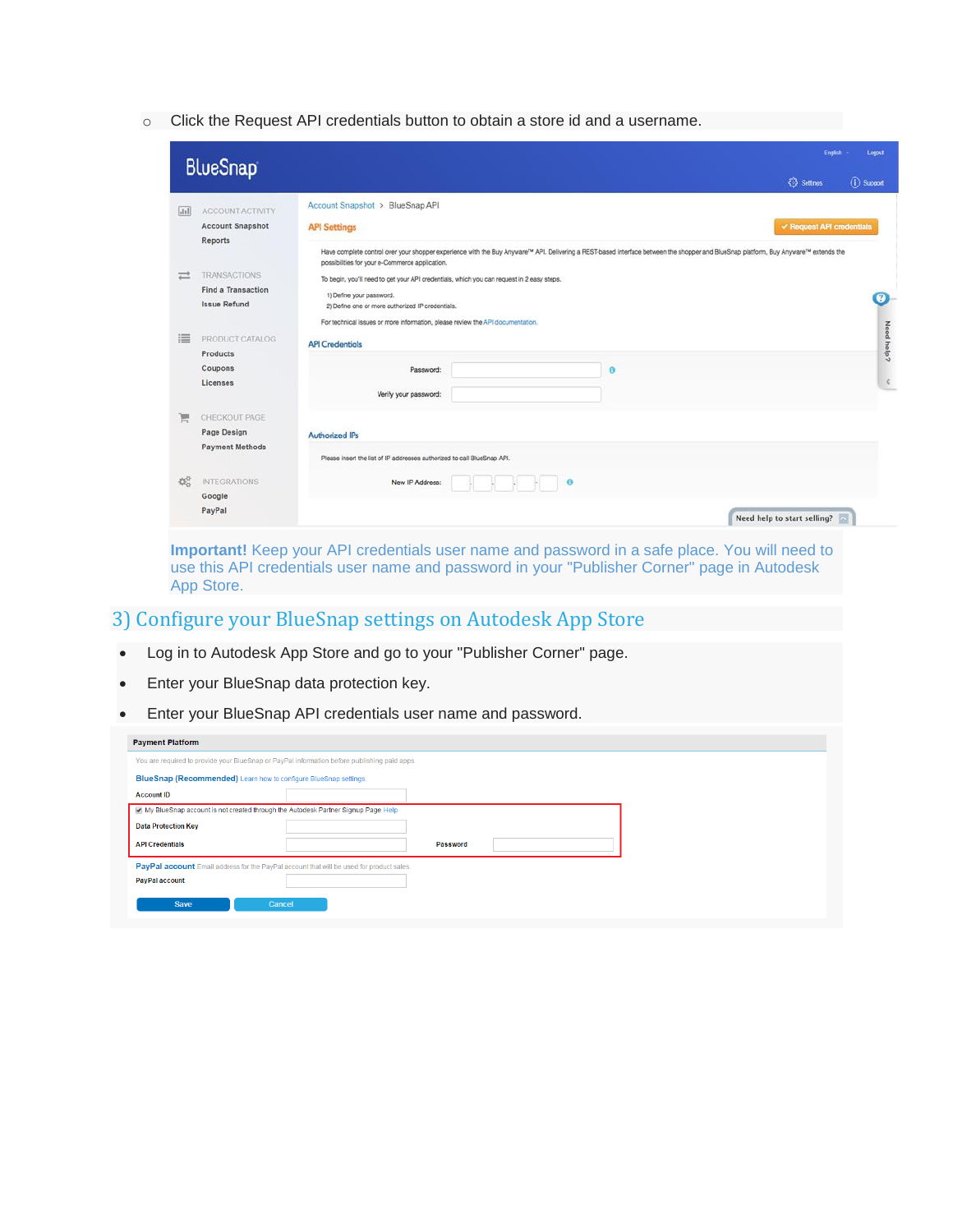- Click the Request API credentials button to obtain a store id and a username.

**Important!** Keep your API credentials user name and password in a safe place. You will need to use this API credentials user name and password in your "Publisher Corner" page in Autodesk App Store.

## 3) Configure your BlueSnap settings on Autodesk App Store

- Log in to Autodesk App Store and go to your "Publisher Corner" page.
- Enter your BlueSnap data protection key.
- Enter your BlueSnap API credentials user name and password.